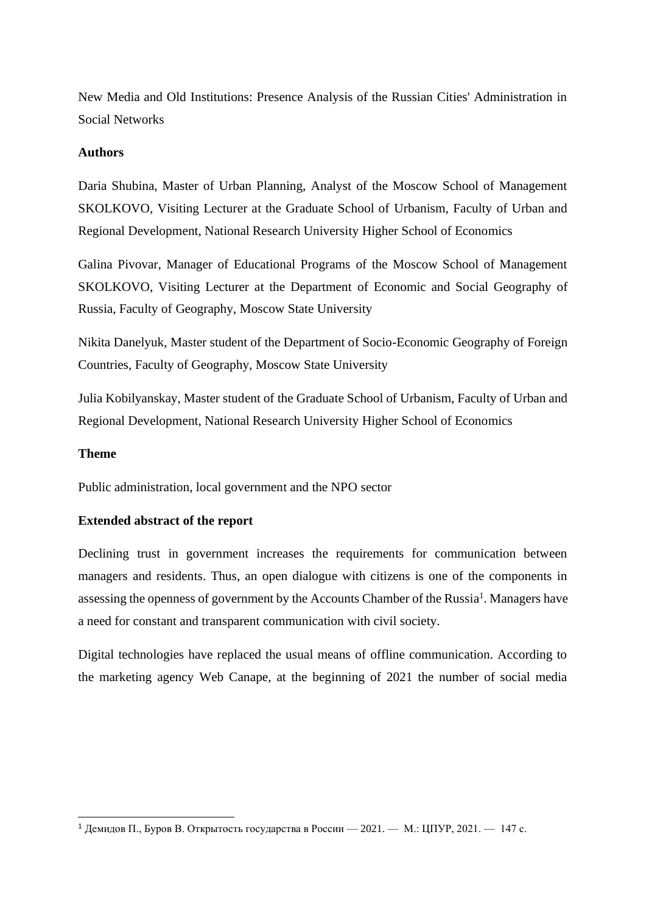New Media and Old Institutions: Presence Analysis of the Russian Cities' Administration in Social Networks

**Authors**

Daria Shubina, Master of Urban Planning, Analyst of the Moscow School of Management SKOLKOVO, Visiting Lecturer at the Graduate School of Urbanism, Faculty of Urban and Regional Development, National Research University Higher School of Economics

Galina Pivovar, Manager of Educational Programs of the Moscow School of Management SKOLKOVO, Visiting Lecturer at the Department of Economic and Social Geography of Russia, Faculty of Geography, Moscow State University

Nikita Danelyuk, Master student of the Department of Socio-Economic Geography of Foreign Countries, Faculty of Geography, Moscow State University

Julia Kobilyanskay, Master student of the Graduate School of Urbanism, Faculty of Urban and Regional Development, National Research University Higher School of Economics

**Theme**

Public administration, local government and the NPO sector

**Extended abstract of the report**

Declining trust in government increases the requirements for communication between managers and residents. Thus, an open dialogue with citizens is one of the components in assessing the openness of government by the Accounts Chamber of the Russia[1]. Managers have a need for constant and transparent communication with civil society.

Digital technologies have replaced the usual means of offline communication. According to the marketing agency Web Canape, at the beginning of 2021 the number of social media

[1] Демидов П., Буров В. Открытость государства в России — 2021. — М.: ЦПУР, 2021. — 147 с.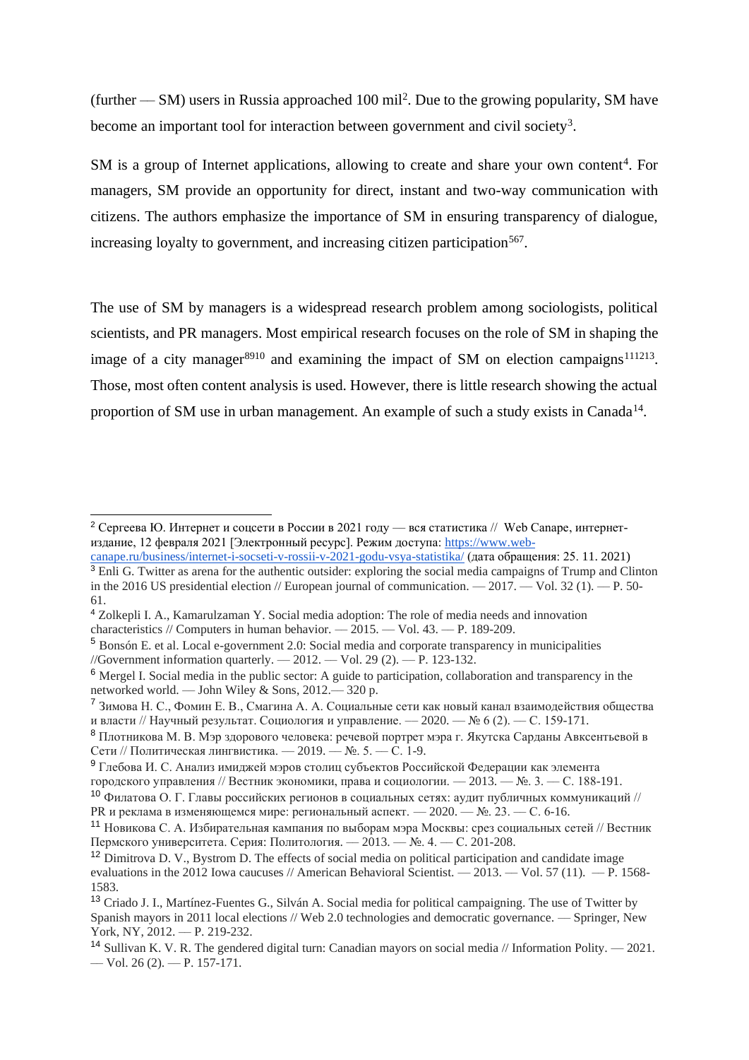(further — SM) users in Russia approached 100 mil[2]. Due to the growing popularity, SM have become an important tool for interaction between government and civil society[3].

SM is a group of Internet applications, allowing to create and share your own content[4]. For managers, SM provide an opportunity for direct, instant and two-way communication with citizens. The authors emphasize the importance of SM in ensuring transparency of dialogue, increasing loyalty to government, and increasing citizen participation[5,6,7].

The use of SM by managers is a widespread research problem among sociologists, political scientists, and PR managers. Most empirical research focuses on the role of SM in shaping the image of a city manager[8,9,10] and examining the impact of SM on election campaigns[11,12,13]. Those, most often content analysis is used. However, there is little research showing the actual proportion of SM use in urban management. An example of such a study exists in Canada[14].

---

[2] Сергеева Ю. Интернет и соцсети в России в 2021 году — вся статистика // Web Canape, интернет-издание, 12 февраля 2021 [Электронный ресурс]. Режим доступа: https://www.web-canape.ru/business/internet-i-socseti-v-rossii-v-2021-godu-vsya-statistika/ (дата обращения: 25. 11. 2021)

[3] Enli G. Twitter as arena for the authentic outsider: exploring the social media campaigns of Trump and Clinton in the 2016 US presidential election // European journal of communication. — 2017. — Vol. 32 (1). — P. 50-61.

[4] Zolkepli I. A., Kamarulzaman Y. Social media adoption: The role of media needs and innovation characteristics // Computers in human behavior. — 2015. — Vol. 43. — P. 189-209.

[5] Bonsón E. et al. Local e-government 2.0: Social media and corporate transparency in municipalities //Government information quarterly. — 2012. — Vol. 29 (2). — P. 123-132.

[6] Mergel I. Social media in the public sector: A guide to participation, collaboration and transparency in the networked world. — John Wiley & Sons, 2012.— 320 p.

[7] Зимова Н. С., Фомин Е. В., Смагина А. А. Социальные сети как новый канал взаимодействия общества и власти // Научный результат. Социология и управление. — 2020. — № 6 (2). — С. 159-171.

[8] Плотникова М. В. Мэр здорового человека: речевой портрет мэра г. Якутска Сарданы Авксентьевой в Сети // Политическая лингвистика. — 2019. — №. 5. — С. 1-9.

[9] Глебова И. С. Анализ имиджей мэров столиц субъектов Российской Федерации как элемента городского управления // Вестник экономики, права и социологии. — 2013. — №. 3. — С. 188-191.

[10] Филатова О. Г. Главы российских регионов в социальных сетях: аудит публичных коммуникаций // PR и реклама в изменяющемся мире: региональный аспект. — 2020. — №. 23. — С. 6-16.

[11] Новикова С. А. Избирательная кампания по выборам мэра Москвы: срез социальных сетей // Вестник Пермского университета. Серия: Политология. — 2013. — №. 4. — С. 201-208.

[12] Dimitrova D. V., Bystrom D. The effects of social media on political participation and candidate image evaluations in the 2012 Iowa caucuses // American Behavioral Scientist. — 2013. — Vol. 57 (11). — P. 1568-1583.

[13] Criado J. I., Martínez-Fuentes G., Silván A. Social media for political campaigning. The use of Twitter by Spanish mayors in 2011 local elections // Web 2.0 technologies and democratic governance. — Springer, New York, NY, 2012. — P. 219-232.

[14] Sullivan K. V. R. The gendered digital turn: Canadian mayors on social media // Information Polity. — 2021. — Vol. 26 (2). — P. 157-171.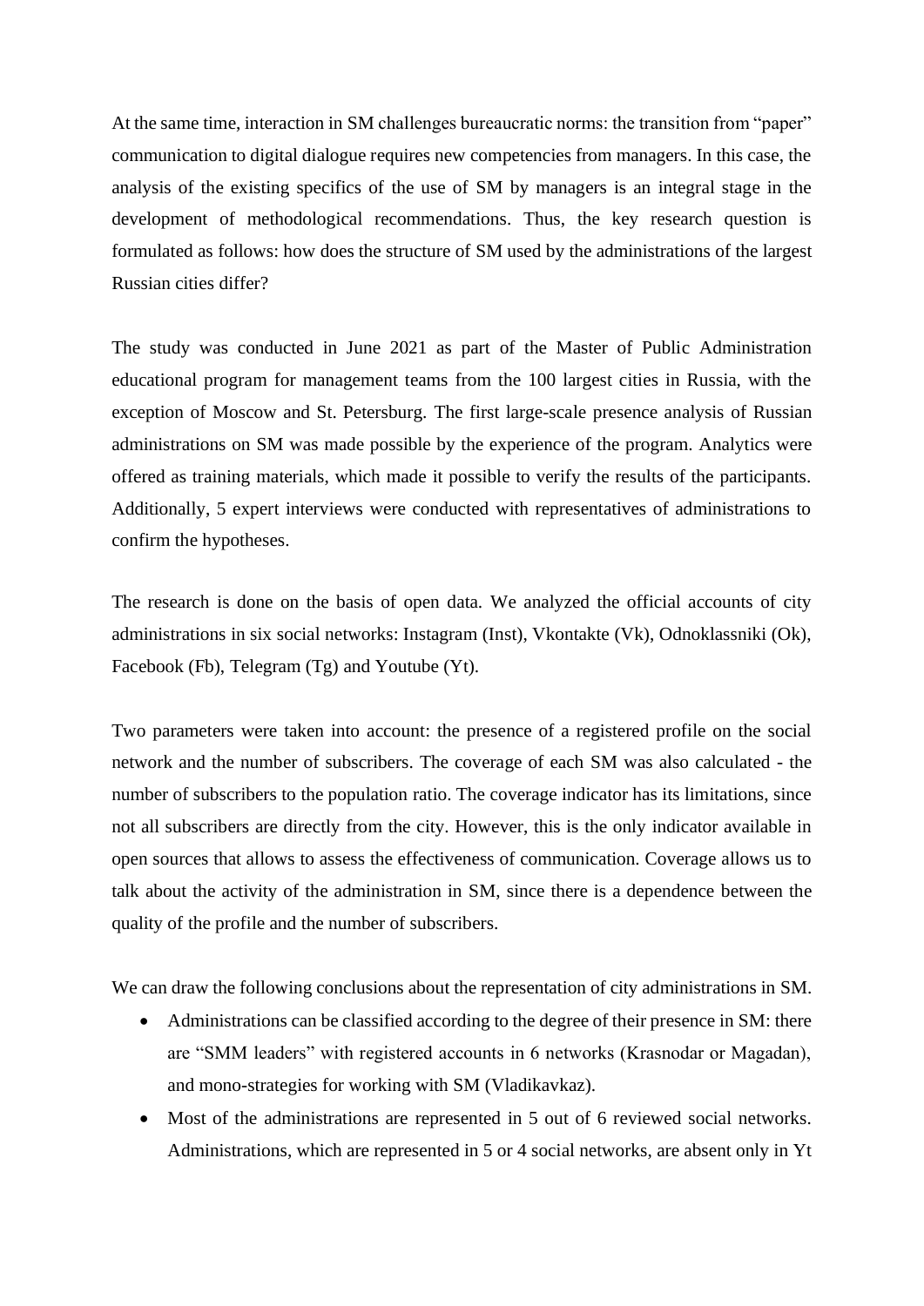At the same time, interaction in SM challenges bureaucratic norms: the transition from "paper" communication to digital dialogue requires new competencies from managers. In this case, the analysis of the existing specifics of the use of SM by managers is an integral stage in the development of methodological recommendations. Thus, the key research question is formulated as follows: how does the structure of SM used by the administrations of the largest Russian cities differ?

The study was conducted in June 2021 as part of the Master of Public Administration educational program for management teams from the 100 largest cities in Russia, with the exception of Moscow and St. Petersburg. The first large-scale presence analysis of Russian administrations on SM was made possible by the experience of the program. Analytics were offered as training materials, which made it possible to verify the results of the participants. Additionally, 5 expert interviews were conducted with representatives of administrations to confirm the hypotheses.

The research is done on the basis of open data. We analyzed the official accounts of city administrations in six social networks: Instagram (Inst), Vkontakte (Vk), Odnoklassniki (Ok), Facebook (Fb), Telegram (Tg) and Youtube (Yt).

Two parameters were taken into account: the presence of a registered profile on the social network and the number of subscribers. The coverage of each SM was also calculated - the number of subscribers to the population ratio. The coverage indicator has its limitations, since not all subscribers are directly from the city. However, this is the only indicator available in open sources that allows to assess the effectiveness of communication. Coverage allows us to talk about the activity of the administration in SM, since there is a dependence between the quality of the profile and the number of subscribers.

We can draw the following conclusions about the representation of city administrations in SM.

- Administrations can be classified according to the degree of their presence in SM: there are "SMM leaders" with registered accounts in 6 networks (Krasnodar or Magadan), and mono-strategies for working with SM (Vladikavkaz).
- Most of the administrations are represented in 5 out of 6 reviewed social networks. Administrations, which are represented in 5 or 4 social networks, are absent only in Yt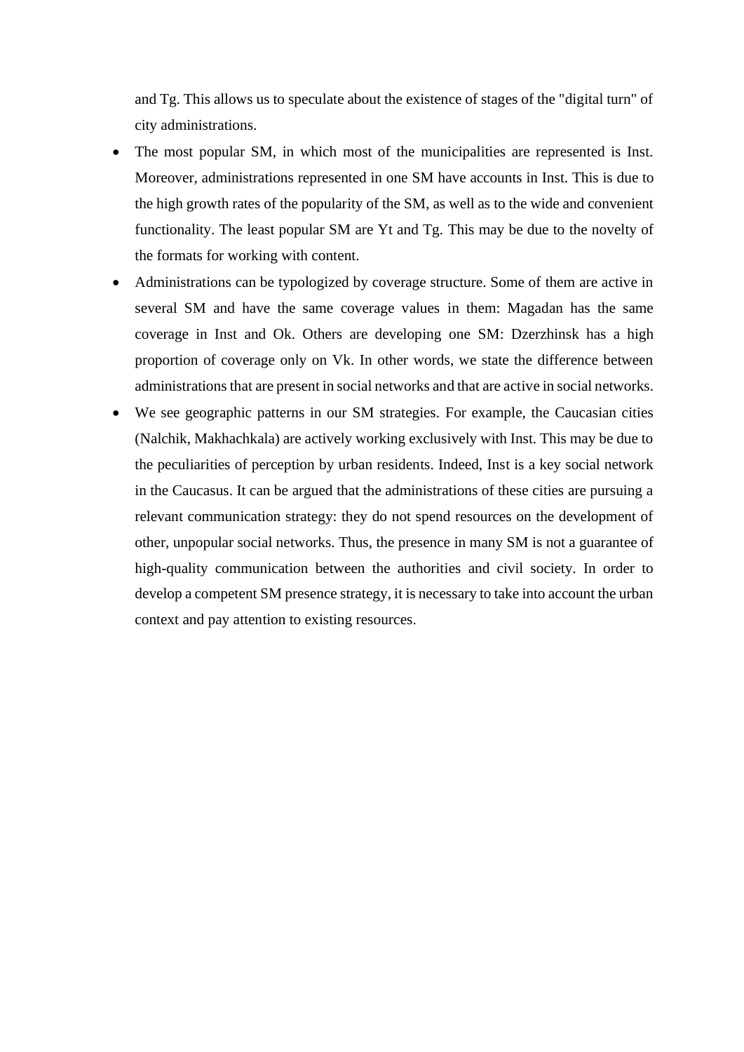and Tg. This allows us to speculate about the existence of stages of the "digital turn" of city administrations.

- The most popular SM, in which most of the municipalities are represented is Inst. Moreover, administrations represented in one SM have accounts in Inst. This is due to the high growth rates of the popularity of the SM, as well as to the wide and convenient functionality. The least popular SM are Yt and Tg. This may be due to the novelty of the formats for working with content.
- Administrations can be typologized by coverage structure. Some of them are active in several SM and have the same coverage values in them: Magadan has the same coverage in Inst and Ok. Others are developing one SM: Dzerzhinsk has a high proportion of coverage only on Vk. In other words, we state the difference between administrations that are present in social networks and that are active in social networks.
- We see geographic patterns in our SM strategies. For example, the Caucasian cities (Nalchik, Makhachkala) are actively working exclusively with Inst. This may be due to the peculiarities of perception by urban residents. Indeed, Inst is a key social network in the Caucasus. It can be argued that the administrations of these cities are pursuing a relevant communication strategy: they do not spend resources on the development of other, unpopular social networks. Thus, the presence in many SM is not a guarantee of high-quality communication between the authorities and civil society. In order to develop a competent SM presence strategy, it is necessary to take into account the urban context and pay attention to existing resources.